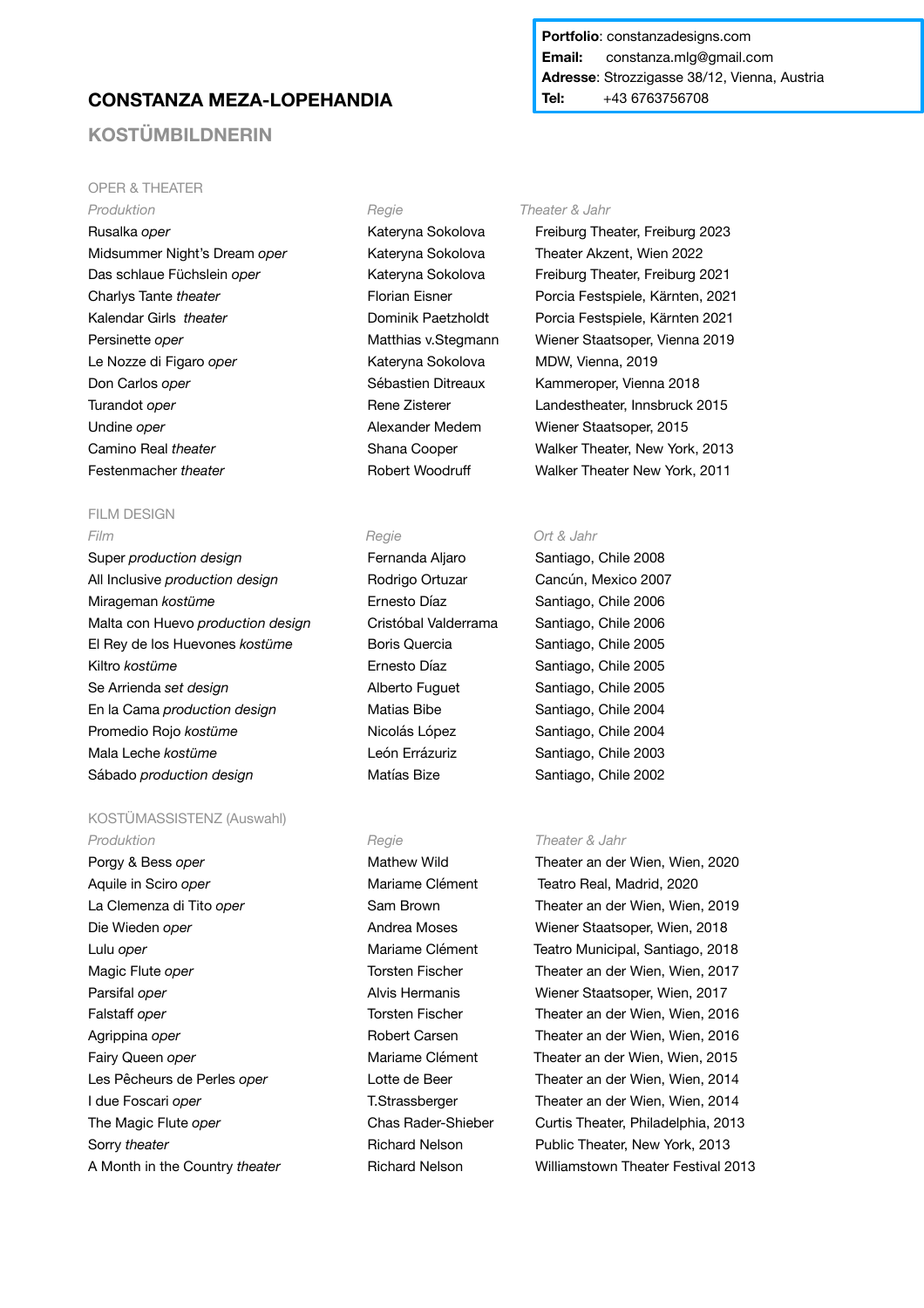**Portfolio**: constanzadesigns.com
**Email:** constanza.mlg@gmail.com
**Adresse**: Strozzigasse 38/12, Vienna, Austria
**Tel:** +43 6763756708

# CONSTANZA MEZA-LOPEHANDIA

## KOSTÜMBILDNERIN

### OPER & THEATER

| *Produktion* | *Regie* | *Theater & Jahr* |
|---|---|---|
| Rusalka *oper* | Kateryna Sokolova | Freiburg Theater, Freiburg 2023 |
| Midsummer Night's Dream *oper* | Kateryna Sokolova | Theater Akzent, Wien 2022 |
| Das schlaue Füchslein *oper* | Kateryna Sokolova | Freiburg Theater, Freiburg 2021 |
| Charlys Tante *theater* | Florian Eisner | Porcia Festspiele, Kärnten, 2021 |
| Kalendar Girls *theater* | Dominik Paetzholdt | Porcia Festspiele, Kärnten 2021 |
| Persinette *oper* | Matthias v.Stegmann | Wiener Staatsoper, Vienna 2019 |
| Le Nozze di Figaro *oper* | Kateryna Sokolova | MDW, Vienna, 2019 |
| Don Carlos *oper* | Sébastien Ditreaux | Kammeroper, Vienna 2018 |
| Turandot *oper* | Rene Zisterer | Landestheater, Innsbruck 2015 |
| Undine *oper* | Alexander Medem | Wiener Staatsoper, 2015 |
| Camino Real *theater* | Shana Cooper | Walker Theater, New York, 2013 |
| Festenmacher *theater* | Robert Woodruff | Walker Theater New York, 2011 |

### FILM DESIGN

| *Film* | *Regie* | *Ort & Jahr* |
|---|---|---|
| Super *production design* | Fernanda Aljaro | Santiago, Chile 2008 |
| All Inclusive *production design* | Rodrigo Ortuzar | Cancún, Mexico 2007 |
| Mirageman *kostüme* | Ernesto Díaz | Santiago, Chile 2006 |
| Malta con Huevo *production design* | Cristóbal Valderrama | Santiago, Chile 2006 |
| El Rey de los Huevones *kostüme* | Boris Quercia | Santiago, Chile 2005 |
| Kiltro *kostüme* | Ernesto Díaz | Santiago, Chile 2005 |
| Se Arrienda *set design* | Alberto Fuguet | Santiago, Chile 2005 |
| En la Cama *production design* | Matias Bibe | Santiago, Chile 2004 |
| Promedio Rojo *kostüme* | Nicolás López | Santiago, Chile 2004 |
| Mala Leche *kostüme* | León Errázuriz | Santiago, Chile 2003 |
| Sábado *production design* | Matías Bize | Santiago, Chile 2002 |

### KOSTÜMASSISTENZ (Auswahl)

| *Produktion* | *Regie* | *Theater & Jahr* |
|---|---|---|
| Porgy & Bess *oper* | Mathew Wild | Theater an der Wien, Wien, 2020 |
| Aquile in Sciro *oper* | Mariame Clément | Teatro Real, Madrid, 2020 |
| La Clemenza di Tito *oper* | Sam Brown | Theater an der Wien, Wien, 2019 |
| Die Wieden *oper* | Andrea Moses | Wiener Staatsoper, Wien, 2018 |
| Lulu *oper* | Mariame Clément | Teatro Municipal, Santiago, 2018 |
| Magic Flute *oper* | Torsten Fischer | Theater an der Wien, Wien, 2017 |
| Parsifal *oper* | Alvis Hermanis | Wiener Staatsoper, Wien, 2017 |
| Falstaff *oper* | Torsten Fischer | Theater an der Wien, Wien, 2016 |
| Agrippina *oper* | Robert Carsen | Theater an der Wien, Wien, 2016 |
| Fairy Queen *oper* | Mariame Clément | Theater an der Wien, Wien, 2015 |
| Les Pêcheurs de Perles *oper* | Lotte de Beer | Theater an der Wien, Wien, 2014 |
| I due Foscari *oper* | T.Strassberger | Theater an der Wien, Wien, 2014 |
| The Magic Flute *oper* | Chas Rader-Shieber | Curtis Theater, Philadelphia, 2013 |
| Sorry *theater* | Richard Nelson | Public Theater, New York, 2013 |
| A Month in the Country *theater* | Richard Nelson | Williamstown Theater Festival 2013 |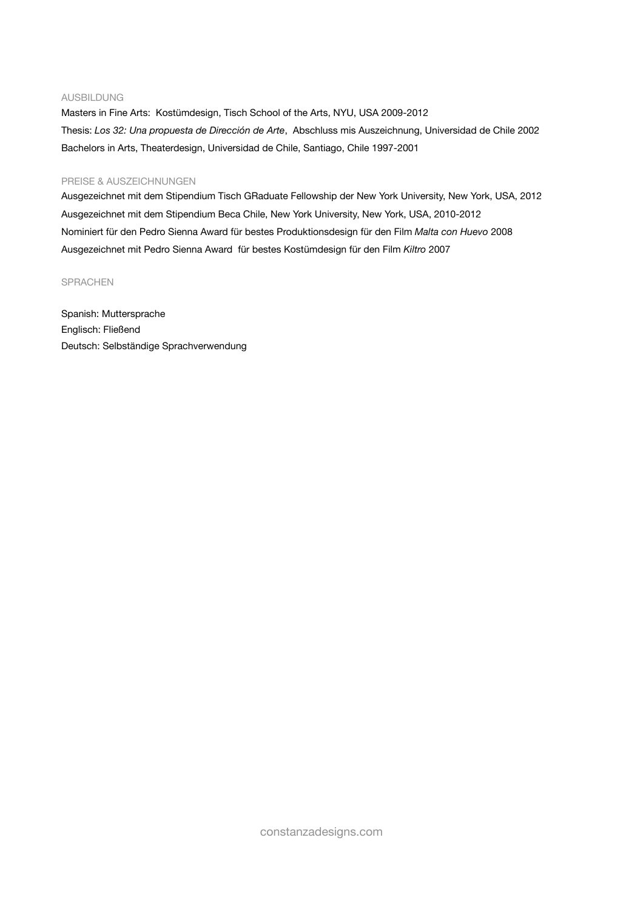## AUSBILDUNG

Masters in Fine Arts:  Kostümdesign, Tisch School of the Arts, NYU, USA 2009-2012

Thesis: *Los 32: Una propuesta de Dirección de Arte*,  Abschluss mis Auszeichnung, Universidad de Chile 2002

Bachelors in Arts, Theaterdesign, Universidad de Chile, Santiago, Chile 1997-2001

## PREISE & AUSZEICHNUNGEN

Ausgezeichnet mit dem Stipendium Tisch GRaduate Fellowship der New York University, New York, USA, 2012

Ausgezeichnet mit dem Stipendium Beca Chile, New York University, New York, USA, 2010-2012

Nominiert für den Pedro Sienna Award für bestes Produktionsdesign für den Film *Malta con Huevo* 2008

Ausgezeichnet mit Pedro Sienna Award  für bestes Kostümdesign für den Film *Kiltro* 2007

## SPRACHEN

Spanish: Muttersprache

Englisch: Fließend

Deutsch: Selbständige Sprachverwendung

constanzadesigns.com